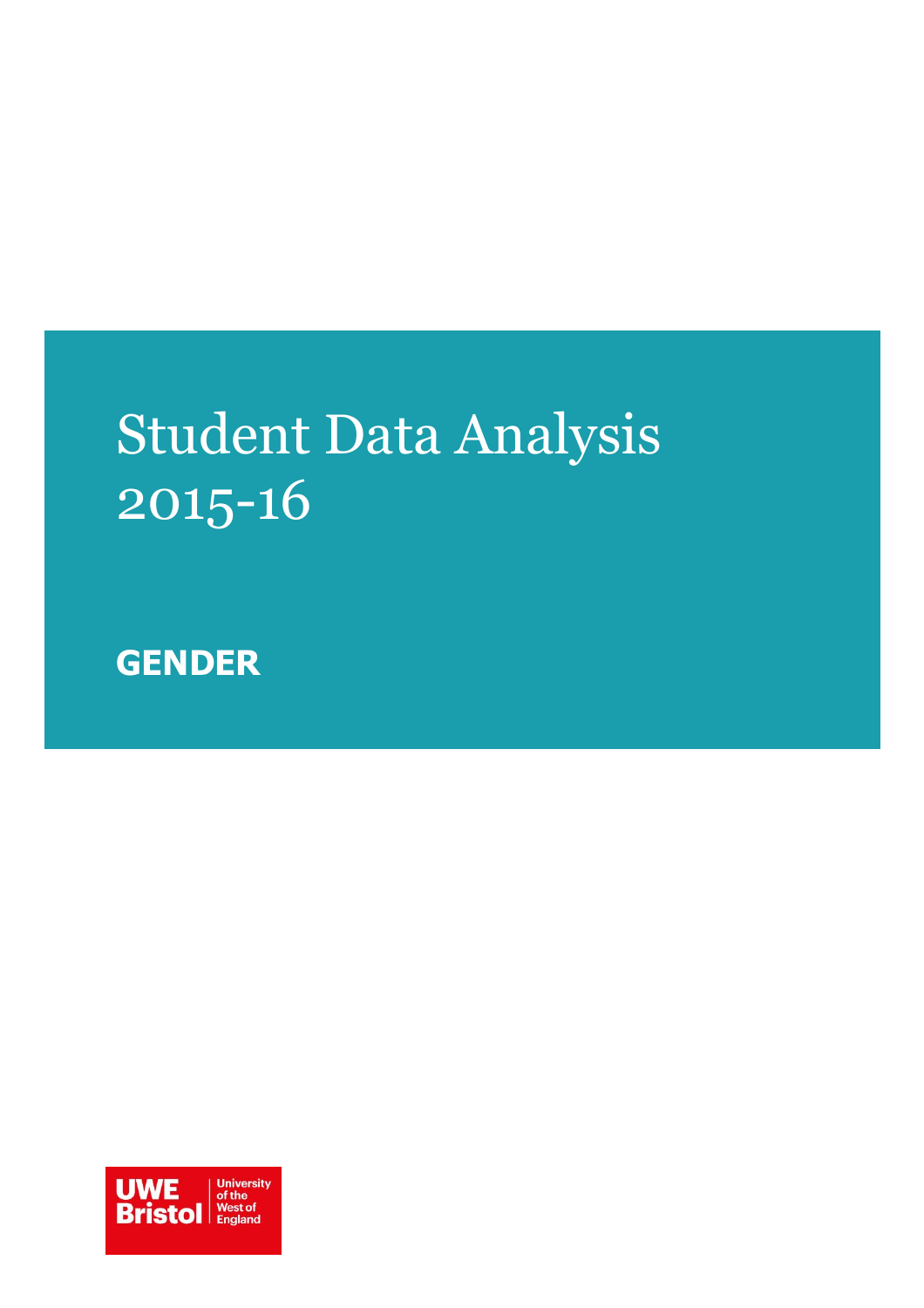# Student Data Analysis 2015-16

## GENDER

UWE Bristol | University of the West of England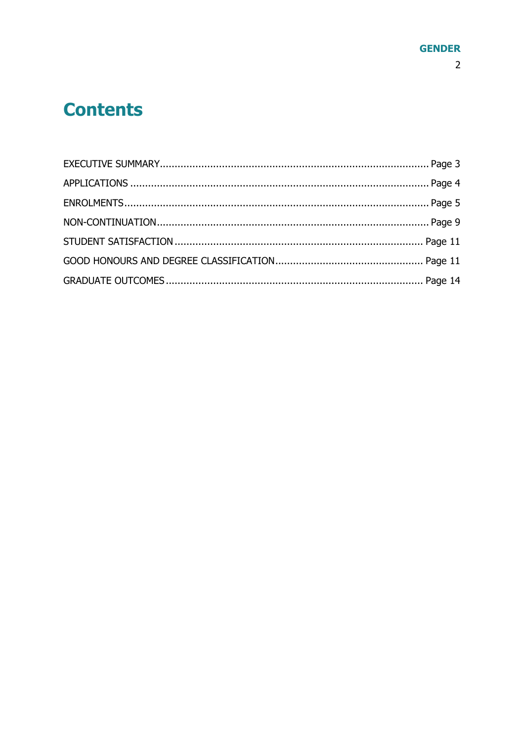# Contents

EXECUTIVE SUMMARY........................................................................................ Page 3

APPLICATIONS ................................................................................................. Page 4

ENROLMENTS.................................................................................................... Page 5

NON-CONTINUATION......................................................................................... Page 9

STUDENT SATISFACTION ................................................................................. Page 11

GOOD HONOURS AND DEGREE CLASSIFICATION ................................................ Page 11

GRADUATE OUTCOMES .................................................................................... Page 14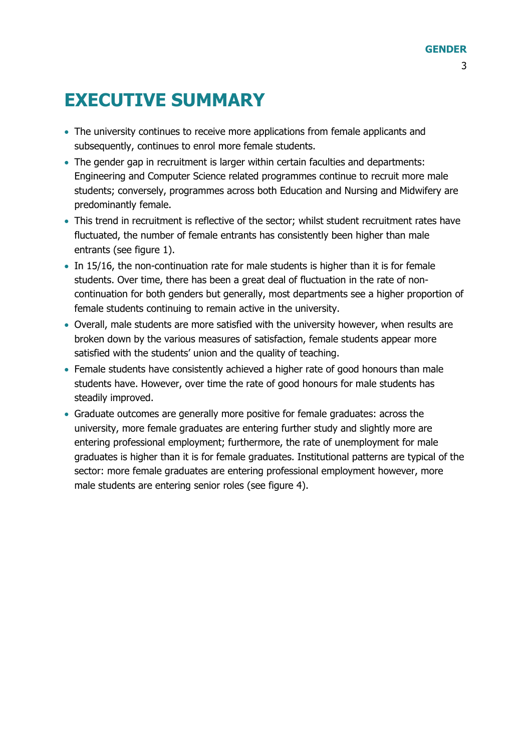# EXECUTIVE SUMMARY

- The university continues to receive more applications from female applicants and subsequently, continues to enrol more female students.
- The gender gap in recruitment is larger within certain faculties and departments: Engineering and Computer Science related programmes continue to recruit more male students; conversely, programmes across both Education and Nursing and Midwifery are predominantly female.
- This trend in recruitment is reflective of the sector; whilst student recruitment rates have fluctuated, the number of female entrants has consistently been higher than male entrants (see figure 1).
- In 15/16, the non-continuation rate for male students is higher than it is for female students. Over time, there has been a great deal of fluctuation in the rate of non-continuation for both genders but generally, most departments see a higher proportion of female students continuing to remain active in the university.
- Overall, male students are more satisfied with the university however, when results are broken down by the various measures of satisfaction, female students appear more satisfied with the students' union and the quality of teaching.
- Female students have consistently achieved a higher rate of good honours than male students have. However, over time the rate of good honours for male students has steadily improved.
- Graduate outcomes are generally more positive for female graduates: across the university, more female graduates are entering further study and slightly more are entering professional employment; furthermore, the rate of unemployment for male graduates is higher than it is for female graduates. Institutional patterns are typical of the sector: more female graduates are entering professional employment however, more male students are entering senior roles (see figure 4).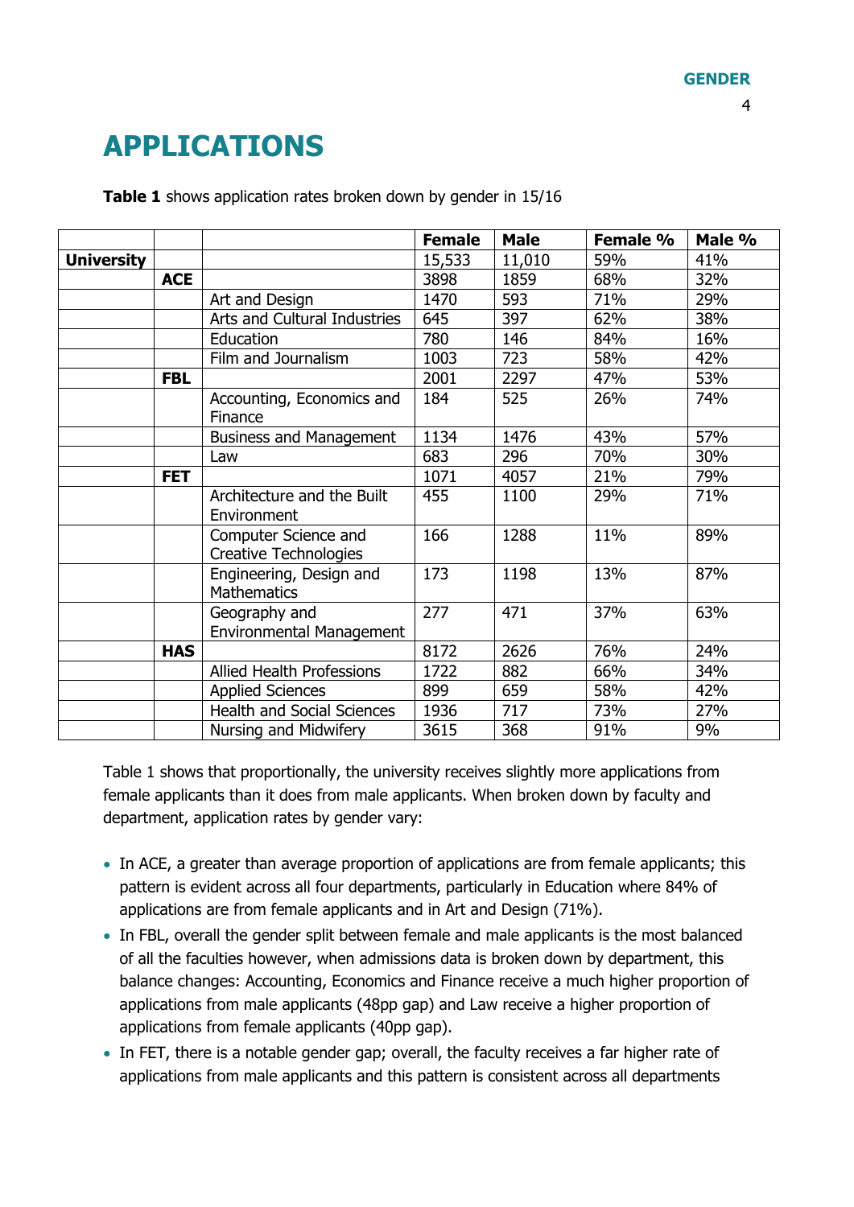# APPLICATIONS

**Table 1** shows application rates broken down by gender in 15/16

| | | | Female | Male | Female % | Male % |
|---|---|---|---|---|---|---|
| **University** | | | 15,533 | 11,010 | 59% | 41% |
| | **ACE** | | 3898 | 1859 | 68% | 32% |
| | | Art and Design | 1470 | 593 | 71% | 29% |
| | | Arts and Cultural Industries | 645 | 397 | 62% | 38% |
| | | Education | 780 | 146 | 84% | 16% |
| | | Film and Journalism | 1003 | 723 | 58% | 42% |
| | **FBL** | | 2001 | 2297 | 47% | 53% |
| | | Accounting, Economics and Finance | 184 | 525 | 26% | 74% |
| | | Business and Management | 1134 | 1476 | 43% | 57% |
| | | Law | 683 | 296 | 70% | 30% |
| | **FET** | | 1071 | 4057 | 21% | 79% |
| | | Architecture and the Built Environment | 455 | 1100 | 29% | 71% |
| | | Computer Science and Creative Technologies | 166 | 1288 | 11% | 89% |
| | | Engineering, Design and Mathematics | 173 | 1198 | 13% | 87% |
| | | Geography and Environmental Management | 277 | 471 | 37% | 63% |
| | **HAS** | | 8172 | 2626 | 76% | 24% |
| | | Allied Health Professions | 1722 | 882 | 66% | 34% |
| | | Applied Sciences | 899 | 659 | 58% | 42% |
| | | Health and Social Sciences | 1936 | 717 | 73% | 27% |
| | | Nursing and Midwifery | 3615 | 368 | 91% | 9% |

Table 1 shows that proportionally, the university receives slightly more applications from female applicants than it does from male applicants. When broken down by faculty and department, application rates by gender vary:

- In ACE, a greater than average proportion of applications are from female applicants; this pattern is evident across all four departments, particularly in Education where 84% of applications are from female applicants and in Art and Design (71%).
- In FBL, overall the gender split between female and male applicants is the most balanced of all the faculties however, when admissions data is broken down by department, this balance changes: Accounting, Economics and Finance receive a much higher proportion of applications from male applicants (48pp gap) and Law receive a higher proportion of applications from female applicants (40pp gap).
- In FET, there is a notable gender gap; overall, the faculty receives a far higher rate of applications from male applicants and this pattern is consistent across all departments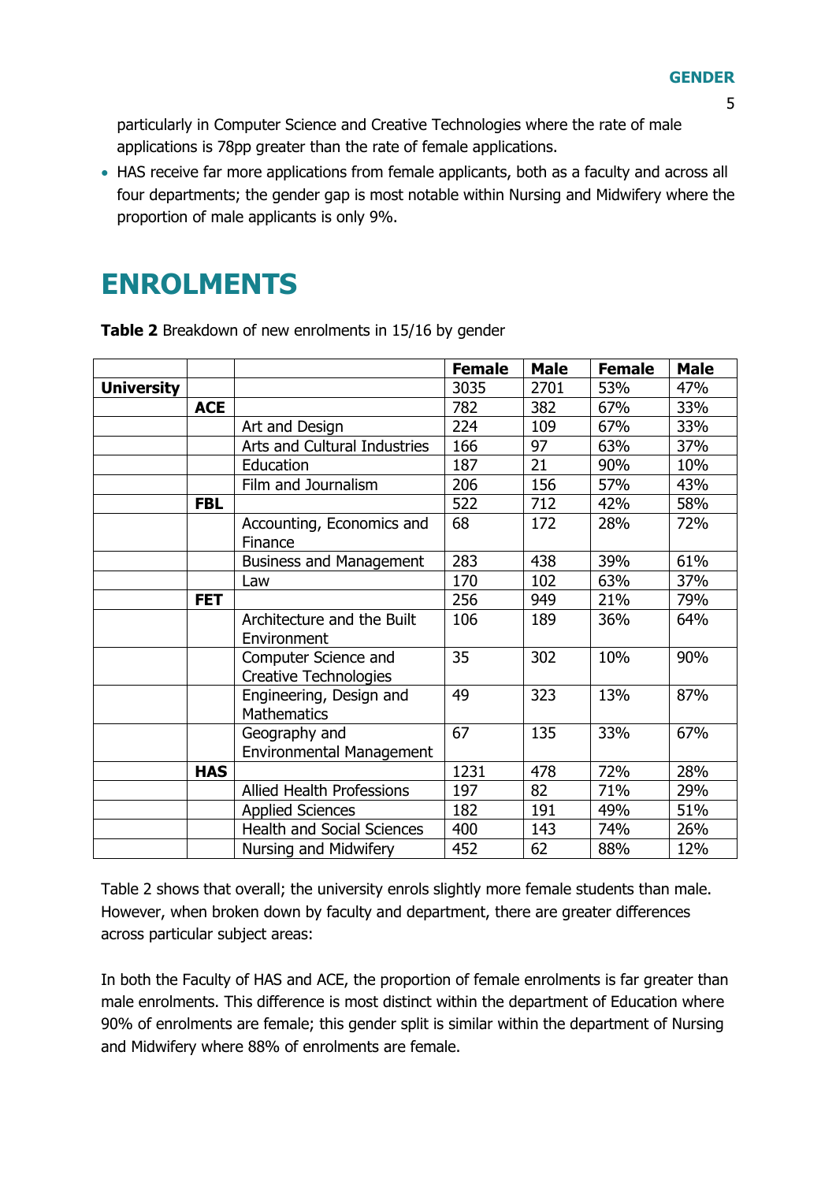particularly in Computer Science and Creative Technologies where the rate of male applications is 78pp greater than the rate of female applications.

- HAS receive far more applications from female applicants, both as a faculty and across all four departments; the gender gap is most notable within Nursing and Midwifery where the proportion of male applicants is only 9%.

# ENROLMENTS

**Table 2** Breakdown of new enrolments in 15/16 by gender

| | | | Female | Male | Female | Male |
|---|---|---|---|---|---|---|
| **University** | | | 3035 | 2701 | 53% | 47% |
| | **ACE** | | 782 | 382 | 67% | 33% |
| | | Art and Design | 224 | 109 | 67% | 33% |
| | | Arts and Cultural Industries | 166 | 97 | 63% | 37% |
| | | Education | 187 | 21 | 90% | 10% |
| | | Film and Journalism | 206 | 156 | 57% | 43% |
| | **FBL** | | 522 | 712 | 42% | 58% |
| | | Accounting, Economics and Finance | 68 | 172 | 28% | 72% |
| | | Business and Management | 283 | 438 | 39% | 61% |
| | | Law | 170 | 102 | 63% | 37% |
| | **FET** | | 256 | 949 | 21% | 79% |
| | | Architecture and the Built Environment | 106 | 189 | 36% | 64% |
| | | Computer Science and Creative Technologies | 35 | 302 | 10% | 90% |
| | | Engineering, Design and Mathematics | 49 | 323 | 13% | 87% |
| | | Geography and Environmental Management | 67 | 135 | 33% | 67% |
| | **HAS** | | 1231 | 478 | 72% | 28% |
| | | Allied Health Professions | 197 | 82 | 71% | 29% |
| | | Applied Sciences | 182 | 191 | 49% | 51% |
| | | Health and Social Sciences | 400 | 143 | 74% | 26% |
| | | Nursing and Midwifery | 452 | 62 | 88% | 12% |

Table 2 shows that overall; the university enrols slightly more female students than male. However, when broken down by faculty and department, there are greater differences across particular subject areas:

In both the Faculty of HAS and ACE, the proportion of female enrolments is far greater than male enrolments. This difference is most distinct within the department of Education where 90% of enrolments are female; this gender split is similar within the department of Nursing and Midwifery where 88% of enrolments are female.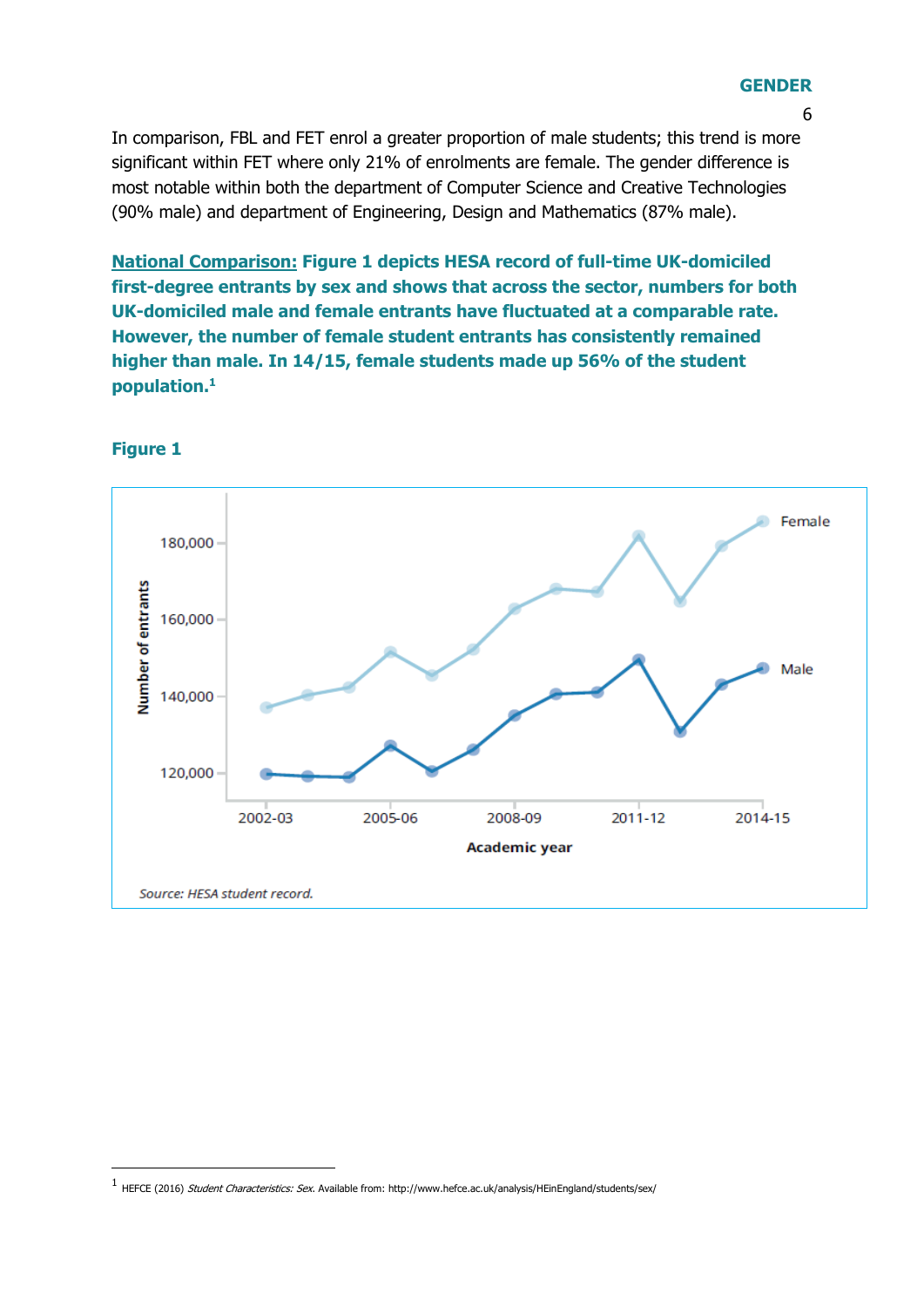In comparison, FBL and FET enrol a greater proportion of male students; this trend is more significant within FET where only 21% of enrolments are female. The gender difference is most notable within both the department of Computer Science and Creative Technologies (90% male) and department of Engineering, Design and Mathematics (87% male).

**National Comparison: Figure 1 depicts HESA record of full-time UK-domiciled first-degree entrants by sex and shows that across the sector, numbers for both UK-domiciled male and female entrants have fluctuated at a comparable rate. However, the number of female student entrants has consistently remained higher than male. In 14/15, female students made up 56% of the student population.**[1]

**Figure 1**

Source: HESA student record.

---

[1] HEFCE (2016) *Student Characteristics: Sex*. Available from: http://www.hefce.ac.uk/analysis/HEinEngland/students/sex/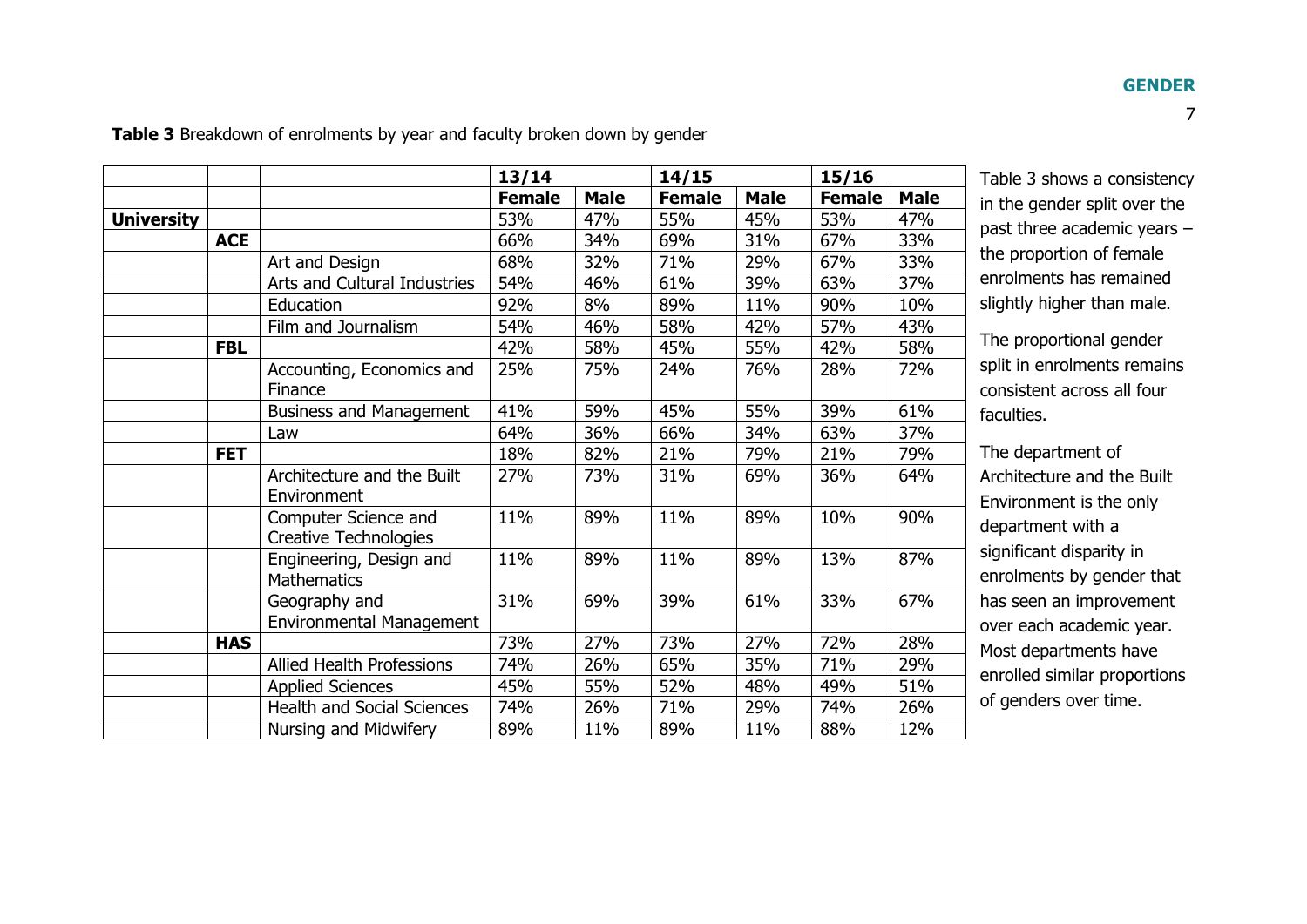**Table 3** Breakdown of enrolments by year and faculty broken down by gender

| | | | 13/14 | | 14/15 | | 15/16 | |
|---|---|---|---|---|---|---|---|---|
| | | | **Female** | **Male** | **Female** | **Male** | **Female** | **Male** |
| **University** | | | 53% | 47% | 55% | 45% | 53% | 47% |
| | **ACE** | | 66% | 34% | 69% | 31% | 67% | 33% |
| | | Art and Design | 68% | 32% | 71% | 29% | 67% | 33% |
| | | Arts and Cultural Industries | 54% | 46% | 61% | 39% | 63% | 37% |
| | | Education | 92% | 8% | 89% | 11% | 90% | 10% |
| | | Film and Journalism | 54% | 46% | 58% | 42% | 57% | 43% |
| | **FBL** | | 42% | 58% | 45% | 55% | 42% | 58% |
| | | Accounting, Economics and Finance | 25% | 75% | 24% | 76% | 28% | 72% |
| | | Business and Management | 41% | 59% | 45% | 55% | 39% | 61% |
| | | Law | 64% | 36% | 66% | 34% | 63% | 37% |
| | **FET** | | 18% | 82% | 21% | 79% | 21% | 79% |
| | | Architecture and the Built Environment | 27% | 73% | 31% | 69% | 36% | 64% |
| | | Computer Science and Creative Technologies | 11% | 89% | 11% | 89% | 10% | 90% |
| | | Engineering, Design and Mathematics | 11% | 89% | 11% | 89% | 13% | 87% |
| | | Geography and Environmental Management | 31% | 69% | 39% | 61% | 33% | 67% |
| | **HAS** | | 73% | 27% | 73% | 27% | 72% | 28% |
| | | Allied Health Professions | 74% | 26% | 65% | 35% | 71% | 29% |
| | | Applied Sciences | 45% | 55% | 52% | 48% | 49% | 51% |
| | | Health and Social Sciences | 74% | 26% | 71% | 29% | 74% | 26% |
| | | Nursing and Midwifery | 89% | 11% | 89% | 11% | 88% | 12% |

Table 3 shows a consistency in the gender split over the past three academic years – the proportion of female enrolments has remained slightly higher than male.

The proportional gender split in enrolments remains consistent across all four faculties.

The department of Architecture and the Built Environment is the only department with a significant disparity in enrolments by gender that has seen an improvement over each academic year. Most departments have enrolled similar proportions of genders over time.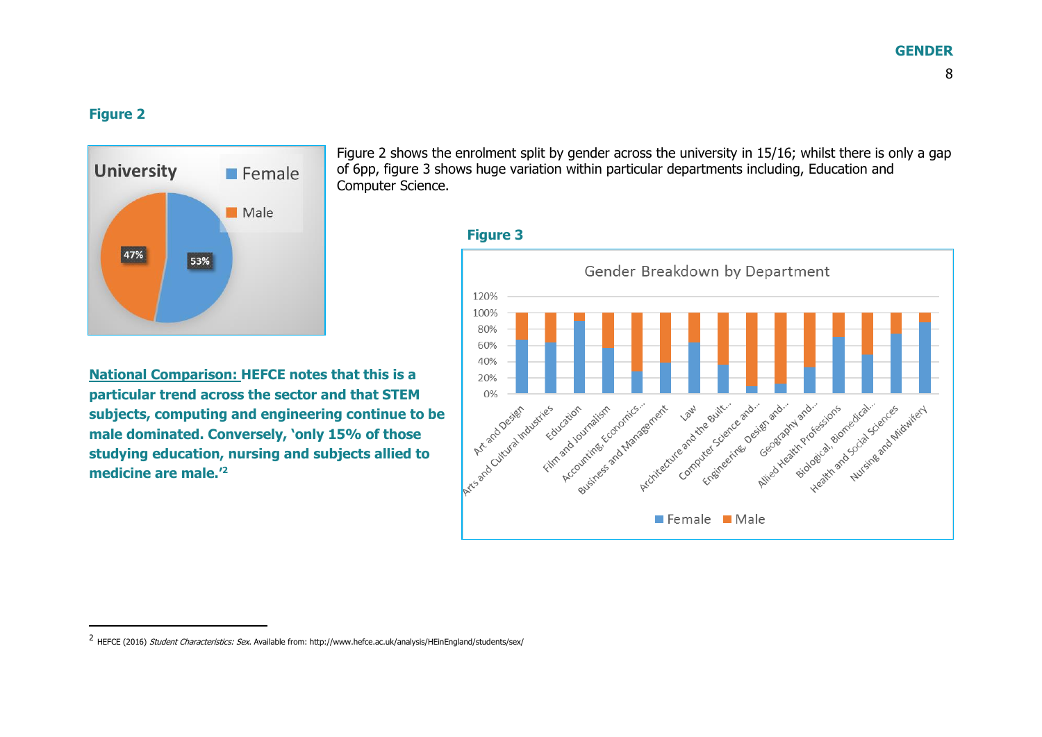### Figure 2

Figure 2 shows the enrolment split by gender across the university in 15/16; whilst there is only a gap of 6pp, figure 3 shows huge variation within particular departments including, Education and Computer Science.

### Figure 3

**National Comparison:** **HEFCE notes that this is a particular trend across the sector and that STEM subjects, computing and engineering continue to be male dominated. Conversely, 'only 15% of those studying education, nursing and subjects allied to medicine are male.'[2]**

---

[2] HEFCE (2016) *Student Characteristics: Sex.* Available from: http://www.hefce.ac.uk/analysis/HEinEngland/students/sex/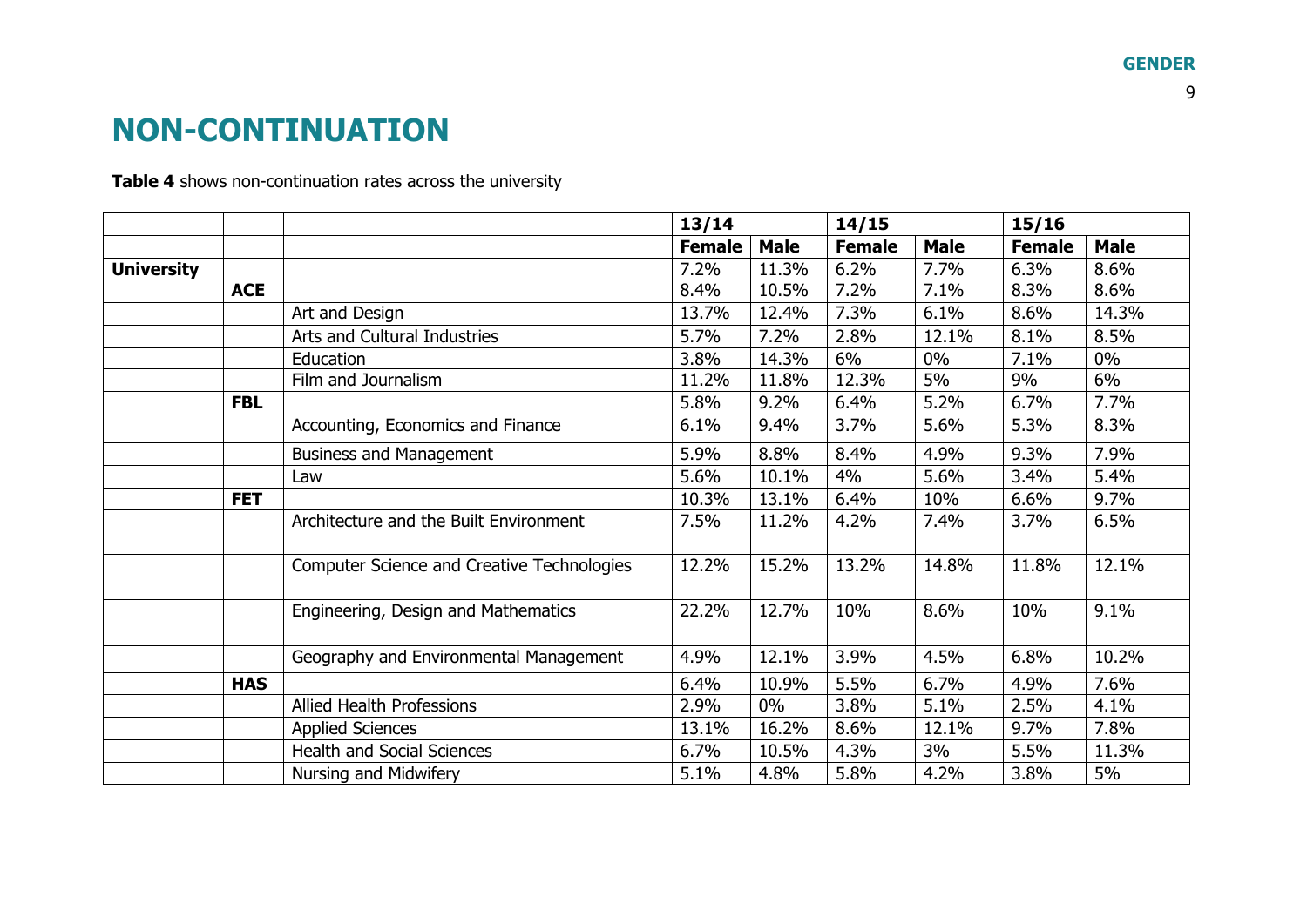# NON-CONTINUATION

**Table 4** shows non-continuation rates across the university

| | | | 13/14 | | 14/15 | | 15/16 | |
|---|---|---|---|---|---|---|---|---|
| | | | **Female** | **Male** | **Female** | **Male** | **Female** | **Male** |
| **University** | | | 7.2% | 11.3% | 6.2% | 7.7% | 6.3% | 8.6% |
| | **ACE** | | 8.4% | 10.5% | 7.2% | 7.1% | 8.3% | 8.6% |
| | | Art and Design | 13.7% | 12.4% | 7.3% | 6.1% | 8.6% | 14.3% |
| | | Arts and Cultural Industries | 5.7% | 7.2% | 2.8% | 12.1% | 8.1% | 8.5% |
| | | Education | 3.8% | 14.3% | 6% | 0% | 7.1% | 0% |
| | | Film and Journalism | 11.2% | 11.8% | 12.3% | 5% | 9% | 6% |
| | **FBL** | | 5.8% | 9.2% | 6.4% | 5.2% | 6.7% | 7.7% |
| | | Accounting, Economics and Finance | 6.1% | 9.4% | 3.7% | 5.6% | 5.3% | 8.3% |
| | | Business and Management | 5.9% | 8.8% | 8.4% | 4.9% | 9.3% | 7.9% |
| | | Law | 5.6% | 10.1% | 4% | 5.6% | 3.4% | 5.4% |
| | **FET** | | 10.3% | 13.1% | 6.4% | 10% | 6.6% | 9.7% |
| | | Architecture and the Built Environment | 7.5% | 11.2% | 4.2% | 7.4% | 3.7% | 6.5% |
| | | Computer Science and Creative Technologies | 12.2% | 15.2% | 13.2% | 14.8% | 11.8% | 12.1% |
| | | Engineering, Design and Mathematics | 22.2% | 12.7% | 10% | 8.6% | 10% | 9.1% |
| | | Geography and Environmental Management | 4.9% | 12.1% | 3.9% | 4.5% | 6.8% | 10.2% |
| | **HAS** | | 6.4% | 10.9% | 5.5% | 6.7% | 4.9% | 7.6% |
| | | Allied Health Professions | 2.9% | 0% | 3.8% | 5.1% | 2.5% | 4.1% |
| | | Applied Sciences | 13.1% | 16.2% | 8.6% | 12.1% | 9.7% | 7.8% |
| | | Health and Social Sciences | 6.7% | 10.5% | 4.3% | 3% | 5.5% | 11.3% |
| | | Nursing and Midwifery | 5.1% | 4.8% | 5.8% | 4.2% | 3.8% | 5% |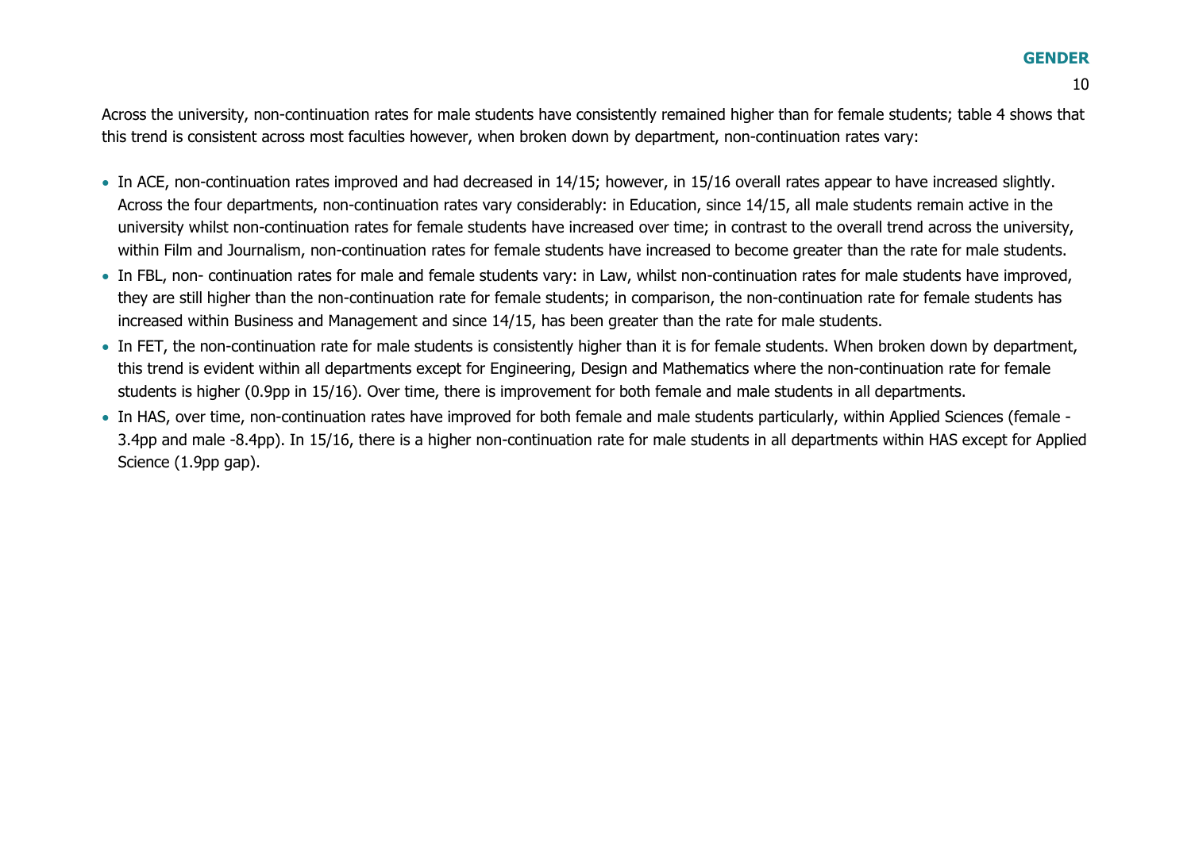Across the university, non-continuation rates for male students have consistently remained higher than for female students; table 4 shows that this trend is consistent across most faculties however, when broken down by department, non-continuation rates vary:

- In ACE, non-continuation rates improved and had decreased in 14/15; however, in 15/16 overall rates appear to have increased slightly. Across the four departments, non-continuation rates vary considerably: in Education, since 14/15, all male students remain active in the university whilst non-continuation rates for female students have increased over time; in contrast to the overall trend across the university, within Film and Journalism, non-continuation rates for female students have increased to become greater than the rate for male students.
- In FBL, non- continuation rates for male and female students vary: in Law, whilst non-continuation rates for male students have improved, they are still higher than the non-continuation rate for female students; in comparison, the non-continuation rate for female students has increased within Business and Management and since 14/15, has been greater than the rate for male students.
- In FET, the non-continuation rate for male students is consistently higher than it is for female students. When broken down by department, this trend is evident within all departments except for Engineering, Design and Mathematics where the non-continuation rate for female students is higher (0.9pp in 15/16). Over time, there is improvement for both female and male students in all departments.
- In HAS, over time, non-continuation rates have improved for both female and male students particularly, within Applied Sciences (female -3.4pp and male -8.4pp). In 15/16, there is a higher non-continuation rate for male students in all departments within HAS except for Applied Science (1.9pp gap).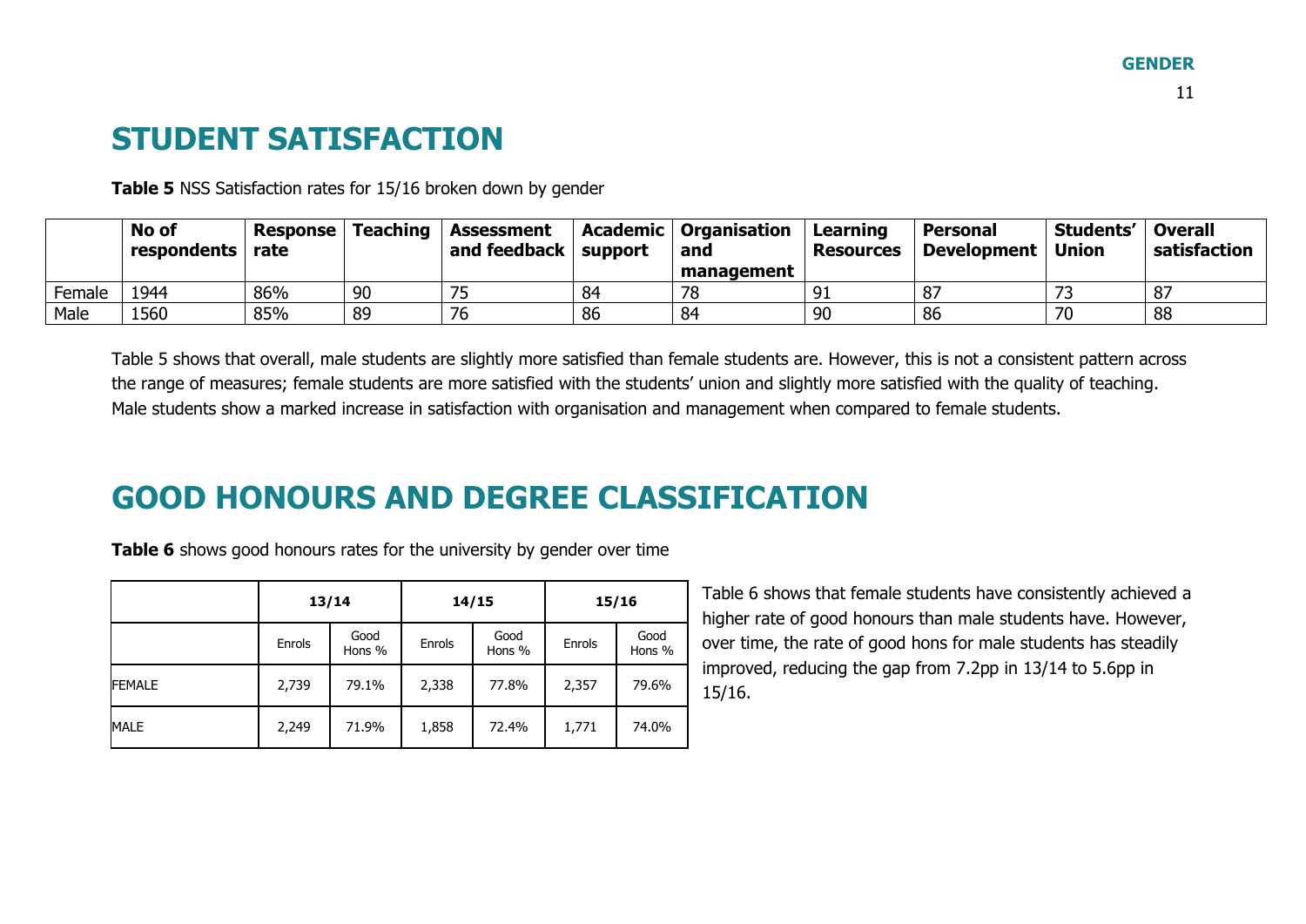# STUDENT SATISFACTION

**Table 5** NSS Satisfaction rates for 15/16 broken down by gender

| | No of respondents | Response rate | Teaching | Assessment and feedback | Academic support | Organisation and management | Learning Resources | Personal Development | Students' Union | Overall satisfaction |
|---|---|---|---|---|---|---|---|---|---|---|
| Female | 1944 | 86% | 90 | 75 | 84 | 78 | 91 | 87 | 73 | 87 |
| Male | 1560 | 85% | 89 | 76 | 86 | 84 | 90 | 86 | 70 | 88 |

Table 5 shows that overall, male students are slightly more satisfied than female students are. However, this is not a consistent pattern across the range of measures; female students are more satisfied with the students' union and slightly more satisfied with the quality of teaching. Male students show a marked increase in satisfaction with organisation and management when compared to female students.

# GOOD HONOURS AND DEGREE CLASSIFICATION

**Table 6** shows good honours rates for the university by gender over time

| | 13/14 | | 14/15 | | 15/16 | |
|---|---|---|---|---|---|---|
| | Enrols | Good Hons % | Enrols | Good Hons % | Enrols | Good Hons % |
| FEMALE | 2,739 | 79.1% | 2,338 | 77.8% | 2,357 | 79.6% |
| MALE | 2,249 | 71.9% | 1,858 | 72.4% | 1,771 | 74.0% |

Table 6 shows that female students have consistently achieved a higher rate of good honours than male students have. However, over time, the rate of good hons for male students has steadily improved, reducing the gap from 7.2pp in 13/14 to 5.6pp in 15/16.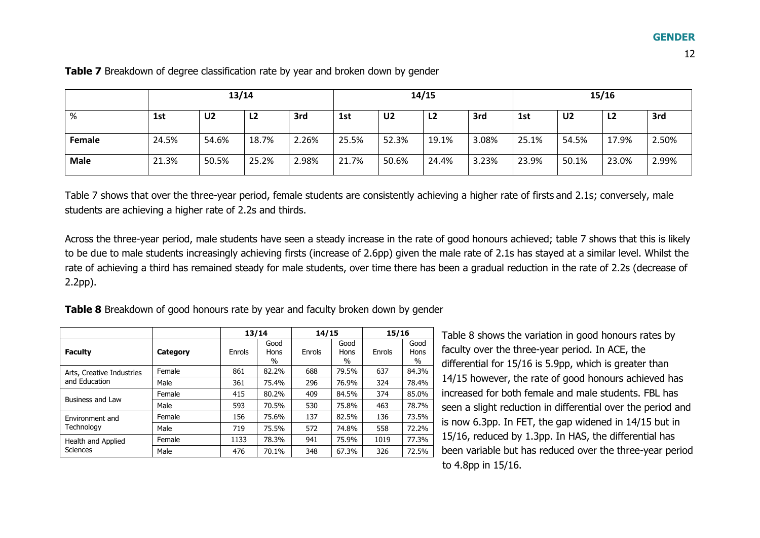**Table 7** Breakdown of degree classification rate by year and broken down by gender

| | 13/14 | | | | 14/15 | | | | 15/16 | | | |
|---|---|---|---|---|---|---|---|---|---|---|---|---|
| % | 1st | U2 | L2 | 3rd | 1st | U2 | L2 | 3rd | 1st | U2 | L2 | 3rd |
| **Female** | 24.5% | 54.6% | 18.7% | 2.26% | 25.5% | 52.3% | 19.1% | 3.08% | 25.1% | 54.5% | 17.9% | 2.50% |
| **Male** | 21.3% | 50.5% | 25.2% | 2.98% | 21.7% | 50.6% | 24.4% | 3.23% | 23.9% | 50.1% | 23.0% | 2.99% |

Table 7 shows that over the three-year period, female students are consistently achieving a higher rate of firsts and 2.1s; conversely, male students are achieving a higher rate of 2.2s and thirds.

Across the three-year period, male students have seen a steady increase in the rate of good honours achieved; table 7 shows that this is likely to be due to male students increasingly achieving firsts (increase of 2.6pp) given the male rate of 2.1s has stayed at a similar level. Whilst the rate of achieving a third has remained steady for male students, over time there has been a gradual reduction in the rate of 2.2s (decrease of 2.2pp).

**Table 8** Breakdown of good honours rate by year and faculty broken down by gender

| | | 13/14 | | 14/15 | | 15/16 | |
|---|---|---|---|---|---|---|---|
| **Faculty** | **Category** | Enrols | Good Hons % | Enrols | Good Hons % | Enrols | Good Hons % |
| Arts, Creative Industries and Education | Female | 861 | 82.2% | 688 | 79.5% | 637 | 84.3% |
| | Male | 361 | 75.4% | 296 | 76.9% | 324 | 78.4% |
| Business and Law | Female | 415 | 80.2% | 409 | 84.5% | 374 | 85.0% |
| | Male | 593 | 70.5% | 530 | 75.8% | 463 | 78.7% |
| Environment and Technology | Female | 156 | 75.6% | 137 | 82.5% | 136 | 73.5% |
| | Male | 719 | 75.5% | 572 | 74.8% | 558 | 72.2% |
| Health and Applied Sciences | Female | 1133 | 78.3% | 941 | 75.9% | 1019 | 77.3% |
| | Male | 476 | 70.1% | 348 | 67.3% | 326 | 72.5% |

Table 8 shows the variation in good honours rates by faculty over the three-year period. In ACE, the differential for 15/16 is 5.9pp, which is greater than 14/15 however, the rate of good honours achieved has increased for both female and male students. FBL has seen a slight reduction in differential over the period and is now 6.3pp. In FET, the gap widened in 14/15 but in 15/16, reduced by 1.3pp. In HAS, the differential has been variable but has reduced over the three-year period to 4.8pp in 15/16.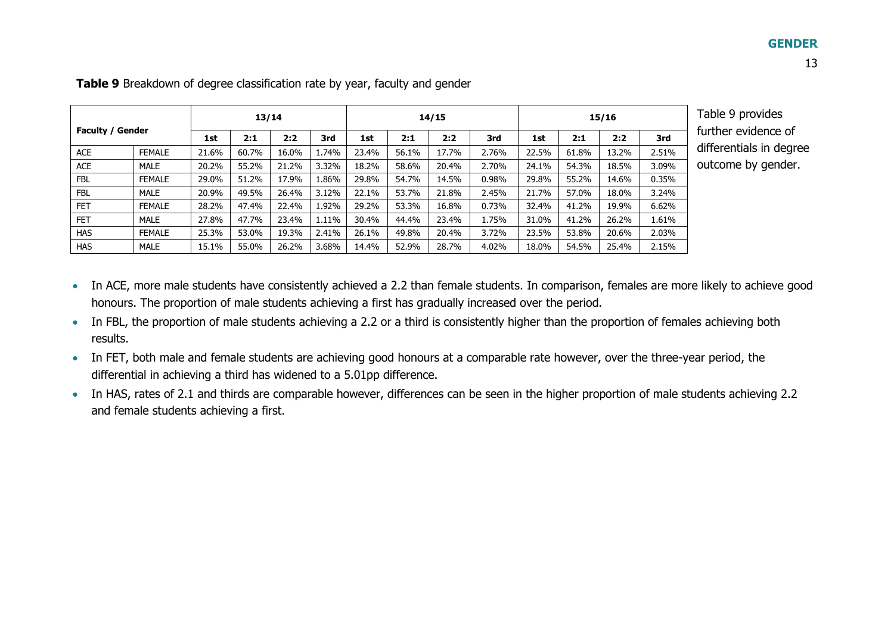**Table 9** Breakdown of degree classification rate by year, faculty and gender

| Faculty / Gender | | 13/14 | | | | 14/15 | | | | 15/16 | | | |
|---|---|---|---|---|---|---|---|---|---|---|---|---|---|
| | | 1st | 2:1 | 2:2 | 3rd | 1st | 2:1 | 2:2 | 3rd | 1st | 2:1 | 2:2 | 3rd |
| ACE | FEMALE | 21.6% | 60.7% | 16.0% | 1.74% | 23.4% | 56.1% | 17.7% | 2.76% | 22.5% | 61.8% | 13.2% | 2.51% |
| ACE | MALE | 20.2% | 55.2% | 21.2% | 3.32% | 18.2% | 58.6% | 20.4% | 2.70% | 24.1% | 54.3% | 18.5% | 3.09% |
| FBL | FEMALE | 29.0% | 51.2% | 17.9% | 1.86% | 29.8% | 54.7% | 14.5% | 0.98% | 29.8% | 55.2% | 14.6% | 0.35% |
| FBL | MALE | 20.9% | 49.5% | 26.4% | 3.12% | 22.1% | 53.7% | 21.8% | 2.45% | 21.7% | 57.0% | 18.0% | 3.24% |
| FET | FEMALE | 28.2% | 47.4% | 22.4% | 1.92% | 29.2% | 53.3% | 16.8% | 0.73% | 32.4% | 41.2% | 19.9% | 6.62% |
| FET | MALE | 27.8% | 47.7% | 23.4% | 1.11% | 30.4% | 44.4% | 23.4% | 1.75% | 31.0% | 41.2% | 26.2% | 1.61% |
| HAS | FEMALE | 25.3% | 53.0% | 19.3% | 2.41% | 26.1% | 49.8% | 20.4% | 3.72% | 23.5% | 53.8% | 20.6% | 2.03% |
| HAS | MALE | 15.1% | 55.0% | 26.2% | 3.68% | 14.4% | 52.9% | 28.7% | 4.02% | 18.0% | 54.5% | 25.4% | 2.15% |

Table 9 provides further evidence of differentials in degree outcome by gender.

- In ACE, more male students have consistently achieved a 2.2 than female students. In comparison, females are more likely to achieve good honours. The proportion of male students achieving a first has gradually increased over the period.
- In FBL, the proportion of male students achieving a 2.2 or a third is consistently higher than the proportion of females achieving both results.
- In FET, both male and female students are achieving good honours at a comparable rate however, over the three-year period, the differential in achieving a third has widened to a 5.01pp difference.
- In HAS, rates of 2.1 and thirds are comparable however, differences can be seen in the higher proportion of male students achieving 2.2 and female students achieving a first.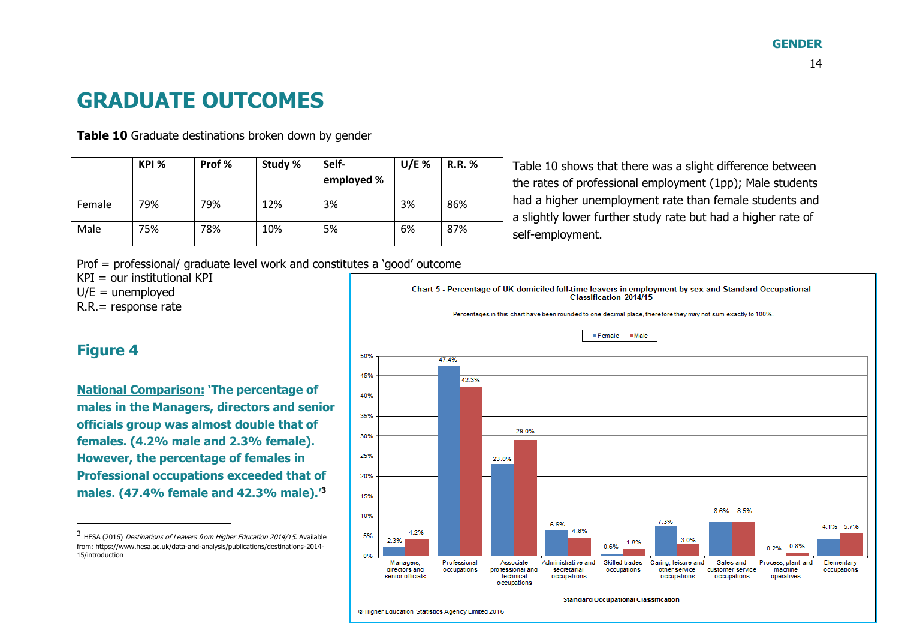# GRADUATE OUTCOMES

**Table 10** Graduate destinations broken down by gender

| | KPI % | Prof % | Study % | Self-employed % | U/E % | R.R. % |
|---|---|---|---|---|---|---|
| Female | 79% | 79% | 12% | 3% | 3% | 86% |
| Male | 75% | 78% | 10% | 5% | 6% | 87% |

Table 10 shows that there was a slight difference between the rates of professional employment (1pp); Male students had a higher unemployment rate than female students and a slightly lower further study rate but had a higher rate of self-employment.

Prof = professional/ graduate level work and constitutes a 'good' outcome
KPI = our institutional KPI
U/E = unemployed
R.R.= response rate

## Figure 4

**National Comparison: 'The percentage of males in the Managers, directors and senior officials group was almost double that of females. (4.2% male and 2.3% female). However, the percentage of females in Professional occupations exceeded that of males. (47.4% female and 42.3% male).'[3]**

Chart 5 - Percentage of UK domiciled full-time leavers in employment by sex and Standard Occupational Classification 2014/15

Percentages in this chart have been rounded to one decimal place, therefore they may not sum exactly to 100%.

Female
Male

50%
45%
40%
35%
30%
25%
20%
15%
10%
5%
0%

Managers, directors and senior officials: 2.3% 4.2%
Professional occupations: 47.4% 42.3%
Associate professional and technical occupations: 23.0% 29.0%
Administrative and secretarial occupations: 6.6% 4.6%
Skilled trades occupations: 0.6% 1.8%
Caring, leisure and other service occupations: 7.3% 3.0%
Sales and customer service occupations: 8.6% 8.5%
Process, plant and machine operatives: 0.2% 0.8%
Elementary occupations: 4.1% 5.7%

Standard Occupational Classification

© Higher Education Statistics Agency Limited 2016

---

[3] HESA (2016) *Destinations of Leavers from Higher Education 2014/15.* Available from: https://www.hesa.ac.uk/data-and-analysis/publications/destinations-2014-15/introduction